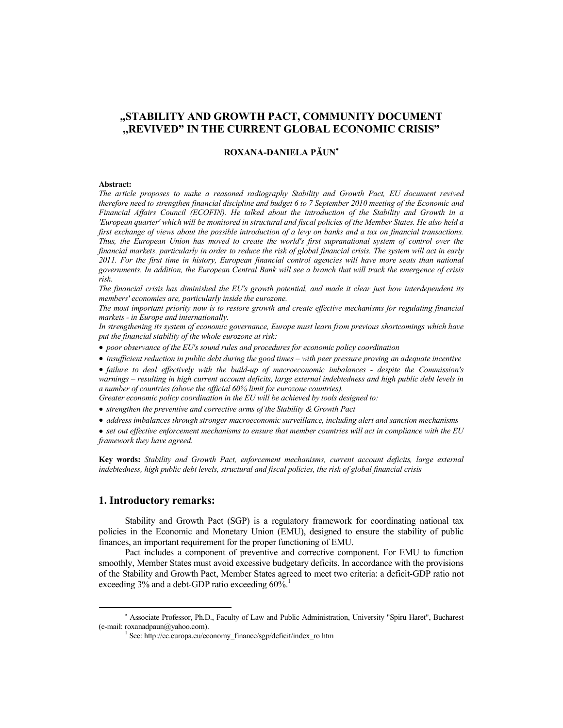# „STABILITY AND GROWTH PACT, COMMUNITY DOCUMENT „REVIVED" IN THE CURRENT GLOBAL ECONOMIC CRISIS"

**ROXANA-DANIELA PĂUN***

**Abstract:**

*The article proposes to make a reasoned radiography Stability and Growth Pact, EU document revived therefore need to strengthen financial discipline and budget 6 to 7 September 2010 meeting of the Economic and Financial Affairs Council (ECOFIN). He talked about the introduction of the Stability and Growth in a 'European quarter' which will be monitored in structural and fiscal policies of the Member States. He also held a first exchange of views about the possible introduction of a levy on banks and a tax on financial transactions. Thus, the European Union has moved to create the world's first supranational system of control over the financial markets, particularly in order to reduce the risk of global financial crisis. The system will act in early 2011. For the first time in history, European financial control agencies will have more seats than national governments. In addition, the European Central Bank will see a branch that will track the emergence of crisis risk.*

*The financial crisis has diminished the EU's growth potential, and made it clear just how interdependent its members' economies are, particularly inside the eurozone.*

*The most important priority now is to restore growth and create effective mechanisms for regulating financial markets - in Europe and internationally.*

*In strengthening its system of economic governance, Europe must learn from previous shortcomings which have put the financial stability of the whole eurozone at risk:*

- *poor observance of the EU's sound rules and procedures for economic policy coordination*
- *insufficient reduction in public debt during the good times – with peer pressure proving an adequate incentive*
- *failure to deal effectively with the build-up of macroeconomic imbalances - despite the Commission's warnings – resulting in high current account deficits, large external indebtedness and high public debt levels in a number of countries (above the official 60% limit for eurozone countries).*

*Greater economic policy coordination in the EU will be achieved by tools designed to:*

- *strengthen the preventive and corrective arms of the Stability & Growth Pact*
- *address imbalances through stronger macroeconomic surveillance, including alert and sanction mechanisms*
- *set out effective enforcement mechanisms to ensure that member countries will act in compliance with the EU framework they have agreed.*

**Key words:** *Stability and Growth Pact, enforcement mechanisms, current account deficits, large external indebtedness, high public debt levels, structural and fiscal policies, the risk of global financial crisis*

## 1. Introductory remarks:

Stability and Growth Pact (SGP) is a regulatory framework for coordinating national tax policies in the Economic and Monetary Union (EMU), designed to ensure the stability of public finances, an important requirement for the proper functioning of EMU.

Pact includes a component of preventive and corrective component. For EMU to function smoothly, Member States must avoid excessive budgetary deficits. In accordance with the provisions of the Stability and Growth Pact, Member States agreed to meet two criteria: a deficit-GDP ratio not exceeding 3% and a debt-GDP ratio exceeding 60%.[1]

---

* Associate Professor, Ph.D., Faculty of Law and Public Administration, University "Spiru Haret", Bucharest (e-mail: roxanadpaun@yahoo.com).

[1] See: http://ec.europa.eu/economy_finance/sgp/deficit/index_ro htm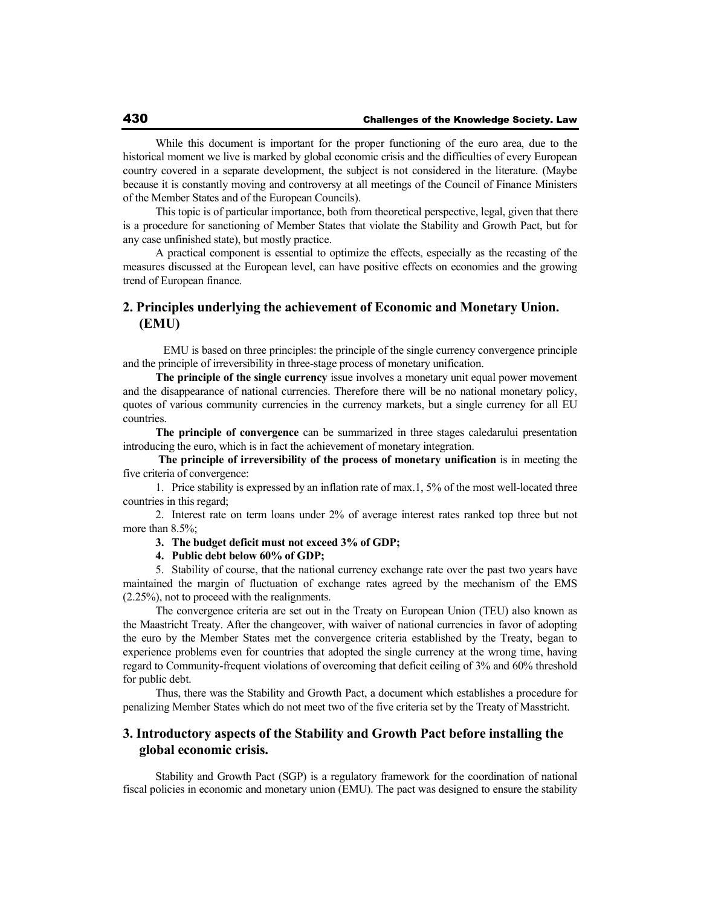While this document is important for the proper functioning of the euro area, due to the historical moment we live is marked by global economic crisis and the difficulties of every European country covered in a separate development, the subject is not considered in the literature. (Maybe because it is constantly moving and controversy at all meetings of the Council of Finance Ministers of the Member States and of the European Councils).

This topic is of particular importance, both from theoretical perspective, legal, given that there is a procedure for sanctioning of Member States that violate the Stability and Growth Pact, but for any case unfinished state), but mostly practice.

A practical component is essential to optimize the effects, especially as the recasting of the measures discussed at the European level, can have positive effects on economies and the growing trend of European finance.

## 2. Principles underlying the achievement of Economic and Monetary Union. (EMU)

EMU is based on three principles: the principle of the single currency convergence principle and the principle of irreversibility in three-stage process of monetary unification.

**The principle of the single currency** issue involves a monetary unit equal power movement and the disappearance of national currencies. Therefore there will be no national monetary policy, quotes of various community currencies in the currency markets, but a single currency for all EU countries.

**The principle of convergence** can be summarized in three stages caledarului presentation introducing the euro, which is in fact the achievement of monetary integration.

**The principle of irreversibility of the process of monetary unification** is in meeting the five criteria of convergence:

1. Price stability is expressed by an inflation rate of max.1, 5% of the most well-located three countries in this regard;
2. Interest rate on term loans under 2% of average interest rates ranked top three but not more than 8.5%;
3. **The budget deficit must not exceed 3% of GDP;**
4. **Public debt below 60% of GDP;**
5. Stability of course, that the national currency exchange rate over the past two years have maintained the margin of fluctuation of exchange rates agreed by the mechanism of the EMS (2.25%), not to proceed with the realignments.

The convergence criteria are set out in the Treaty on European Union (TEU) also known as the Maastricht Treaty. After the changeover, with waiver of national currencies in favor of adopting the euro by the Member States met the convergence criteria established by the Treaty, began to experience problems even for countries that adopted the single currency at the wrong time, having regard to Community-frequent violations of overcoming that deficit ceiling of 3% and 60% threshold for public debt.

Thus, there was the Stability and Growth Pact, a document which establishes a procedure for penalizing Member States which do not meet two of the five criteria set by the Treaty of Masstricht.

## 3. Introductory aspects of the Stability and Growth Pact before installing the global economic crisis.

Stability and Growth Pact (SGP) is a regulatory framework for the coordination of national fiscal policies in economic and monetary union (EMU). The pact was designed to ensure the stability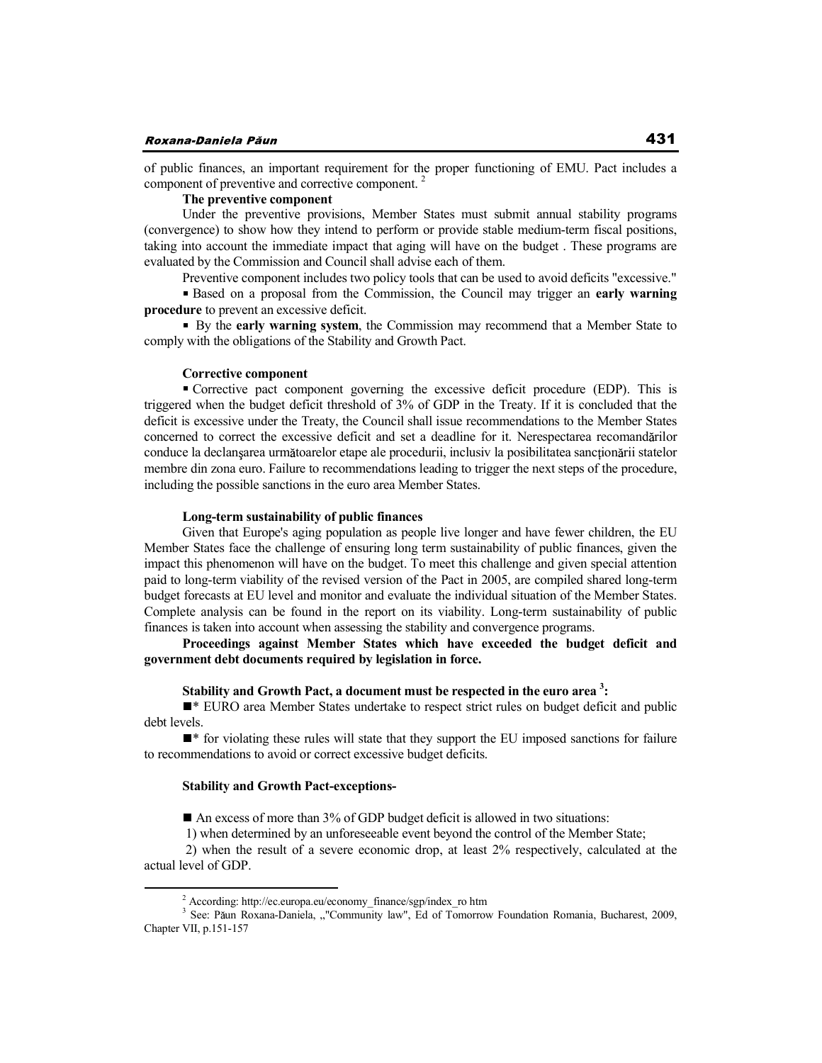of public finances, an important requirement for the proper functioning of EMU. Pact includes a component of preventive and corrective component. [2]

**The preventive component**

Under the preventive provisions, Member States must submit annual stability programs (convergence) to show how they intend to perform or provide stable medium-term fiscal positions, taking into account the immediate impact that aging will have on the budget . These programs are evaluated by the Commission and Council shall advise each of them.

Preventive component includes two policy tools that can be used to avoid deficits "excessive."

- Based on a proposal from the Commission, the Council may trigger an **early warning procedure** to prevent an excessive deficit.
- By the **early warning system**, the Commission may recommend that a Member State to comply with the obligations of the Stability and Growth Pact.

**Corrective component**

- Corrective pact component governing the excessive deficit procedure (EDP). This is triggered when the budget deficit threshold of 3% of GDP in the Treaty. If it is concluded that the deficit is excessive under the Treaty, the Council shall issue recommendations to the Member States concerned to correct the excessive deficit and set a deadline for it. Nerespectarea recomandărilor conduce la declanşarea următoarelor etape ale procedurii, inclusiv la posibilitatea sancţionării statelor membre din zona euro. Failure to recommendations leading to trigger the next steps of the procedure, including the possible sanctions in the euro area Member States.

**Long-term sustainability of public finances**

Given that Europe's aging population as people live longer and have fewer children, the EU Member States face the challenge of ensuring long term sustainability of public finances, given the impact this phenomenon will have on the budget. To meet this challenge and given special attention paid to long-term viability of the revised version of the Pact in 2005, are compiled shared long-term budget forecasts at EU level and monitor and evaluate the individual situation of the Member States. Complete analysis can be found in the report on its viability. Long-term sustainability of public finances is taken into account when assessing the stability and convergence programs.

**Proceedings against Member States which have exceeded the budget deficit and government debt documents required by legislation in force.**

**Stability and Growth Pact, a document must be respected in the euro area [3]:**

■* EURO area Member States undertake to respect strict rules on budget deficit and public debt levels.

■* for violating these rules will state that they support the EU imposed sanctions for failure to recommendations to avoid or correct excessive budget deficits.

**Stability and Growth Pact-exceptions-**

■ An excess of more than 3% of GDP budget deficit is allowed in two situations:

1) when determined by an unforeseeable event beyond the control of the Member State;

2) when the result of a severe economic drop, at least 2% respectively, calculated at the actual level of GDP.

---

[2] According: http://ec.europa.eu/economy_finance/sgp/index_ro htm

[3] See: Păun Roxana-Daniela, „"Community law", Ed of Tomorrow Foundation Romania, Bucharest, 2009, Chapter VII, p.151-157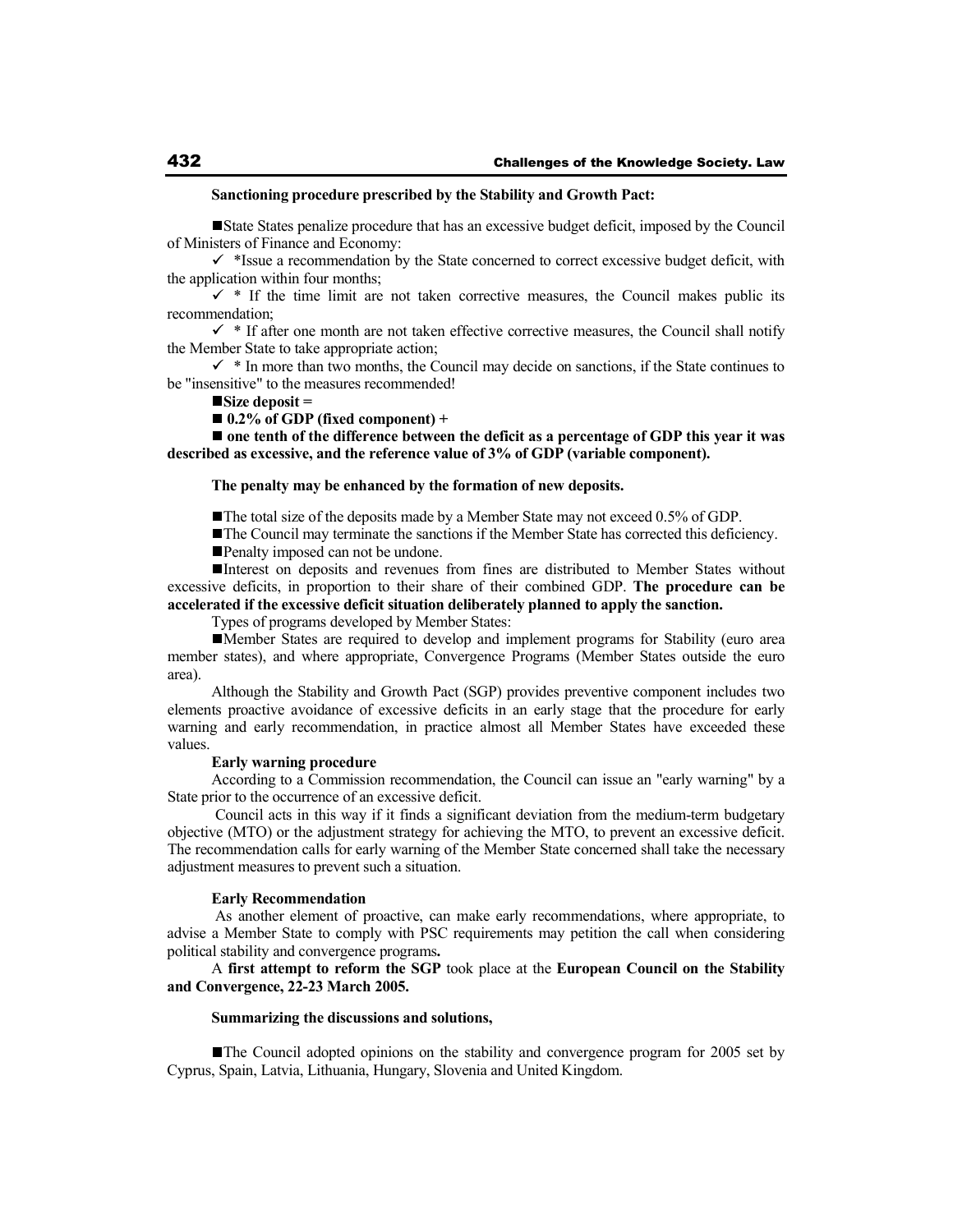**Sanctioning procedure prescribed by the Stability and Growth Pact:**

■State States penalize procedure that has an excessive budget deficit, imposed by the Council of Ministers of Finance and Economy:

✓ *Issue a recommendation by the State concerned to correct excessive budget deficit, with the application within four months;

✓ * If the time limit are not taken corrective measures, the Council makes public its recommendation;

✓ * If after one month are not taken effective corrective measures, the Council shall notify the Member State to take appropriate action;

✓ * In more than two months, the Council may decide on sanctions, if the State continues to be "insensitive" to the measures recommended!

■**Size deposit =**

■ **0.2% of GDP (fixed component) +**

■ **one tenth of the difference between the deficit as a percentage of GDP this year it was described as excessive, and the reference value of 3% of GDP (variable component).**

**The penalty may be enhanced by the formation of new deposits.**

■The total size of the deposits made by a Member State may not exceed 0.5% of GDP.

■The Council may terminate the sanctions if the Member State has corrected this deficiency.

■Penalty imposed can not be undone.

■Interest on deposits and revenues from fines are distributed to Member States without excessive deficits, in proportion to their share of their combined GDP. **The procedure can be accelerated if the excessive deficit situation deliberately planned to apply the sanction.**

Types of programs developed by Member States:

■Member States are required to develop and implement programs for Stability (euro area member states), and where appropriate, Convergence Programs (Member States outside the euro area).

Although the Stability and Growth Pact (SGP) provides preventive component includes two elements proactive avoidance of excessive deficits in an early stage that the procedure for early warning and early recommendation, in practice almost all Member States have exceeded these values.

**Early warning procedure**

According to a Commission recommendation, the Council can issue an "early warning" by a State prior to the occurrence of an excessive deficit.

Council acts in this way if it finds a significant deviation from the medium-term budgetary objective (MTO) or the adjustment strategy for achieving the MTO, to prevent an excessive deficit. The recommendation calls for early warning of the Member State concerned shall take the necessary adjustment measures to prevent such a situation.

**Early Recommendation**

As another element of proactive, can make early recommendations, where appropriate, to advise a Member State to comply with PSC requirements may petition the call when considering political stability and convergence programs**.**

A **first attempt to reform the SGP** took place at the **European Council on the Stability and Convergence, 22-23 March 2005.**

**Summarizing the discussions and solutions,**

■The Council adopted opinions on the stability and convergence program for 2005 set by Cyprus, Spain, Latvia, Lithuania, Hungary, Slovenia and United Kingdom.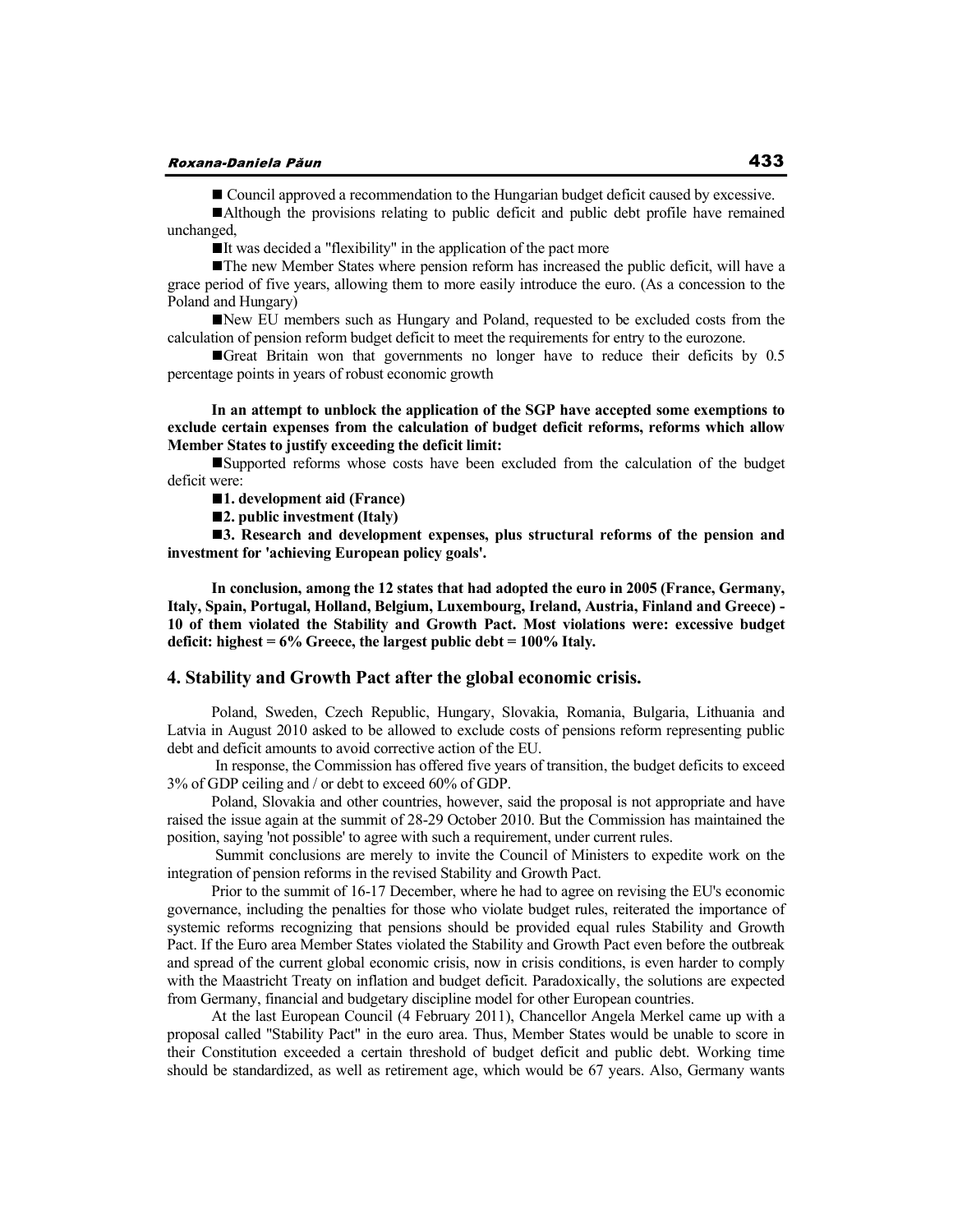■ Council approved a recommendation to the Hungarian budget deficit caused by excessive.

■Although the provisions relating to public deficit and public debt profile have remained unchanged,

■It was decided a "flexibility" in the application of the pact more

■The new Member States where pension reform has increased the public deficit, will have a grace period of five years, allowing them to more easily introduce the euro. (As a concession to the Poland and Hungary)

■New EU members such as Hungary and Poland, requested to be excluded costs from the calculation of pension reform budget deficit to meet the requirements for entry to the eurozone.

■Great Britain won that governments no longer have to reduce their deficits by 0.5 percentage points in years of robust economic growth

**In an attempt to unblock the application of the SGP have accepted some exemptions to exclude certain expenses from the calculation of budget deficit reforms, reforms which allow Member States to justify exceeding the deficit limit:**

■Supported reforms whose costs have been excluded from the calculation of the budget deficit were:

**■1. development aid (France)**

**■2. public investment (Italy)**

**■3. Research and development expenses, plus structural reforms of the pension and investment for 'achieving European policy goals'.**

**In conclusion, among the 12 states that had adopted the euro in 2005 (France, Germany, Italy, Spain, Portugal, Holland, Belgium, Luxembourg, Ireland, Austria, Finland and Greece) - 10 of them violated the Stability and Growth Pact. Most violations were: excessive budget deficit: highest = 6% Greece, the largest public debt = 100% Italy.**

## 4. Stability and Growth Pact after the global economic crisis.

Poland, Sweden, Czech Republic, Hungary, Slovakia, Romania, Bulgaria, Lithuania and Latvia in August 2010 asked to be allowed to exclude costs of pensions reform representing public debt and deficit amounts to avoid corrective action of the EU.

In response, the Commission has offered five years of transition, the budget deficits to exceed 3% of GDP ceiling and / or debt to exceed 60% of GDP.

Poland, Slovakia and other countries, however, said the proposal is not appropriate and have raised the issue again at the summit of 28-29 October 2010. But the Commission has maintained the position, saying 'not possible' to agree with such a requirement, under current rules.

Summit conclusions are merely to invite the Council of Ministers to expedite work on the integration of pension reforms in the revised Stability and Growth Pact.

Prior to the summit of 16-17 December, where he had to agree on revising the EU's economic governance, including the penalties for those who violate budget rules, reiterated the importance of systemic reforms recognizing that pensions should be provided equal rules Stability and Growth Pact. If the Euro area Member States violated the Stability and Growth Pact even before the outbreak and spread of the current global economic crisis, now in crisis conditions, is even harder to comply with the Maastricht Treaty on inflation and budget deficit. Paradoxically, the solutions are expected from Germany, financial and budgetary discipline model for other European countries.

At the last European Council (4 February 2011), Chancellor Angela Merkel came up with a proposal called "Stability Pact" in the euro area. Thus, Member States would be unable to score in their Constitution exceeded a certain threshold of budget deficit and public debt. Working time should be standardized, as well as retirement age, which would be 67 years. Also, Germany wants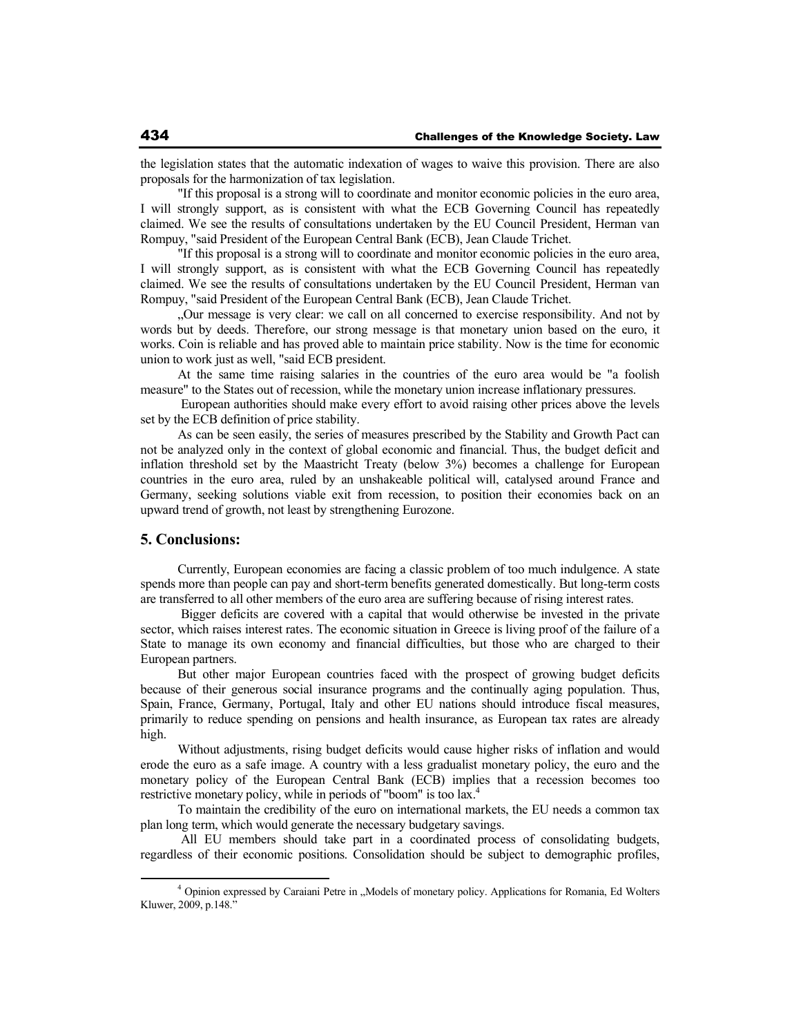the legislation states that the automatic indexation of wages to waive this provision. There are also proposals for the harmonization of tax legislation.

"If this proposal is a strong will to coordinate and monitor economic policies in the euro area, I will strongly support, as is consistent with what the ECB Governing Council has repeatedly claimed. We see the results of consultations undertaken by the EU Council President, Herman van Rompuy, "said President of the European Central Bank (ECB), Jean Claude Trichet.

"If this proposal is a strong will to coordinate and monitor economic policies in the euro area, I will strongly support, as is consistent with what the ECB Governing Council has repeatedly claimed. We see the results of consultations undertaken by the EU Council President, Herman van Rompuy, "said President of the European Central Bank (ECB), Jean Claude Trichet.

„Our message is very clear: we call on all concerned to exercise responsibility. And not by words but by deeds. Therefore, our strong message is that monetary union based on the euro, it works. Coin is reliable and has proved able to maintain price stability. Now is the time for economic union to work just as well, "said ECB president.

At the same time raising salaries in the countries of the euro area would be "a foolish measure" to the States out of recession, while the monetary union increase inflationary pressures.

European authorities should make every effort to avoid raising other prices above the levels set by the ECB definition of price stability.

As can be seen easily, the series of measures prescribed by the Stability and Growth Pact can not be analyzed only in the context of global economic and financial. Thus, the budget deficit and inflation threshold set by the Maastricht Treaty (below 3%) becomes a challenge for European countries in the euro area, ruled by an unshakeable political will, catalysed around France and Germany, seeking solutions viable exit from recession, to position their economies back on an upward trend of growth, not least by strengthening Eurozone.

## 5. Conclusions:

Currently, European economies are facing a classic problem of too much indulgence. A state spends more than people can pay and short-term benefits generated domestically. But long-term costs are transferred to all other members of the euro area are suffering because of rising interest rates.

Bigger deficits are covered with a capital that would otherwise be invested in the private sector, which raises interest rates. The economic situation in Greece is living proof of the failure of a State to manage its own economy and financial difficulties, but those who are charged to their European partners.

But other major European countries faced with the prospect of growing budget deficits because of their generous social insurance programs and the continually aging population. Thus, Spain, France, Germany, Portugal, Italy and other EU nations should introduce fiscal measures, primarily to reduce spending on pensions and health insurance, as European tax rates are already high.

Without adjustments, rising budget deficits would cause higher risks of inflation and would erode the euro as a safe image. A country with a less gradualist monetary policy, the euro and the monetary policy of the European Central Bank (ECB) implies that a recession becomes too restrictive monetary policy, while in periods of "boom" is too lax.[4]

To maintain the credibility of the euro on international markets, the EU needs a common tax plan long term, which would generate the necessary budgetary savings.

All EU members should take part in a coordinated process of consolidating budgets, regardless of their economic positions. Consolidation should be subject to demographic profiles,

[4] Opinion expressed by Caraiani Petre in „Models of monetary policy. Applications for Romania, Ed Wolters Kluwer, 2009, p.148."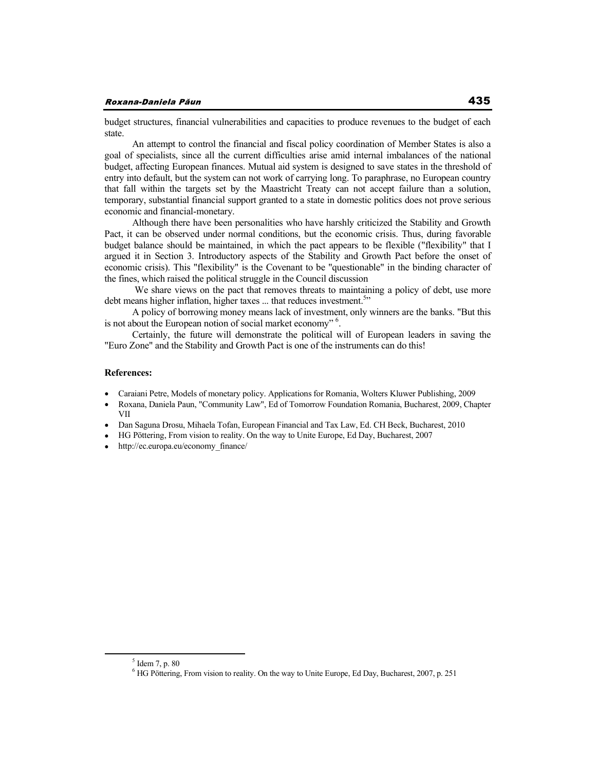budget structures, financial vulnerabilities and capacities to produce revenues to the budget of each state.

An attempt to control the financial and fiscal policy coordination of Member States is also a goal of specialists, since all the current difficulties arise amid internal imbalances of the national budget, affecting European finances. Mutual aid system is designed to save states in the threshold of entry into default, but the system can not work of carrying long. To paraphrase, no European country that fall within the targets set by the Maastricht Treaty can not accept failure than a solution, temporary, substantial financial support granted to a state in domestic politics does not prove serious economic and financial-monetary.

Although there have been personalities who have harshly criticized the Stability and Growth Pact, it can be observed under normal conditions, but the economic crisis. Thus, during favorable budget balance should be maintained, in which the pact appears to be flexible ("flexibility" that I argued it in Section 3. Introductory aspects of the Stability and Growth Pact before the onset of economic crisis). This "flexibility" is the Covenant to be "questionable" in the binding character of the fines, which raised the political struggle in the Council discussion

We share views on the pact that removes threats to maintaining a policy of debt, use more debt means higher inflation, higher taxes ... that reduces investment.[5]"

A policy of borrowing money means lack of investment, only winners are the banks. "But this is not about the European notion of social market economy" [6].

Certainly, the future will demonstrate the political will of European leaders in saving the "Euro Zone" and the Stability and Growth Pact is one of the instruments can do this!

**References:**

- Caraiani Petre, Models of monetary policy. Applications for Romania, Wolters Kluwer Publishing, 2009
- Roxana, Daniela Paun, "Community Law", Ed of Tomorrow Foundation Romania, Bucharest, 2009, Chapter VII
- Dan Saguna Drosu, Mihaela Tofan, European Financial and Tax Law, Ed. CH Beck, Bucharest, 2010
- HG Pöttering, From vision to reality. On the way to Unite Europe, Ed Day, Bucharest, 2007
- http://ec.europa.eu/economy_finance/

---

[5] Idem 7, p. 80

[6] HG Pöttering, From vision to reality. On the way to Unite Europe, Ed Day, Bucharest, 2007, p. 251